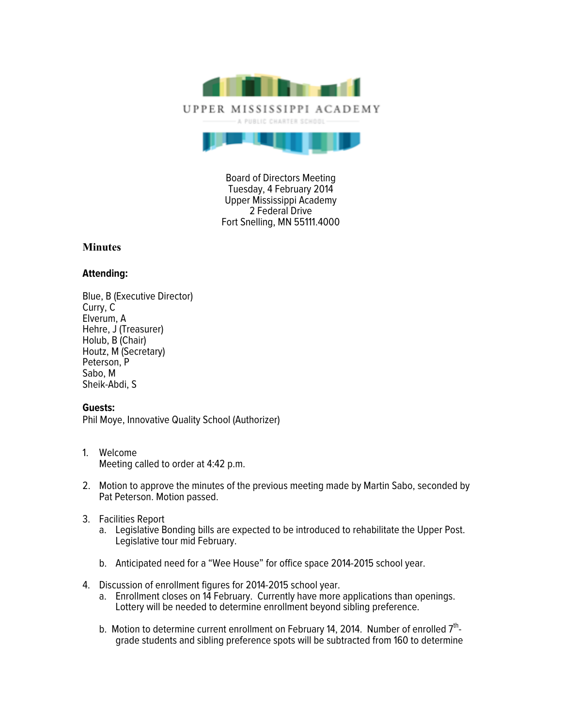UPPER MISSISSIPPI ACADEMY

A PUBLIC CHARTER SCHOOL

Board of Directors Meeting
Tuesday, 4 February 2014
Upper Mississippi Academy
2 Federal Drive
Fort Snelling, MN 55111.4000

## Minutes

**Attending:**

Blue, B (Executive Director)
Curry, C
Elverum, A
Hehre, J (Treasurer)
Holub, B (Chair)
Houtz, M (Secretary)
Peterson, P
Sabo, M
Sheik-Abdi, S

**Guests:**
Phil Moye, Innovative Quality School (Authorizer)

1. Welcome
   Meeting called to order at 4:42 p.m.

2. Motion to approve the minutes of the previous meeting made by Martin Sabo, seconded by Pat Peterson. Motion passed.

3. Facilities Report
   a. Legislative Bonding bills are expected to be introduced to rehabilitate the Upper Post. Legislative tour mid February.

   b. Anticipated need for a "Wee House" for office space 2014-2015 school year.

4. Discussion of enrollment figures for 2014-2015 school year.
   a. Enrollment closes on 14 February. Currently have more applications than openings. Lottery will be needed to determine enrollment beyond sibling preference.

   b. Motion to determine current enrollment on February 14, 2014. Number of enrolled 7th-grade students and sibling preference spots will be subtracted from 160 to determine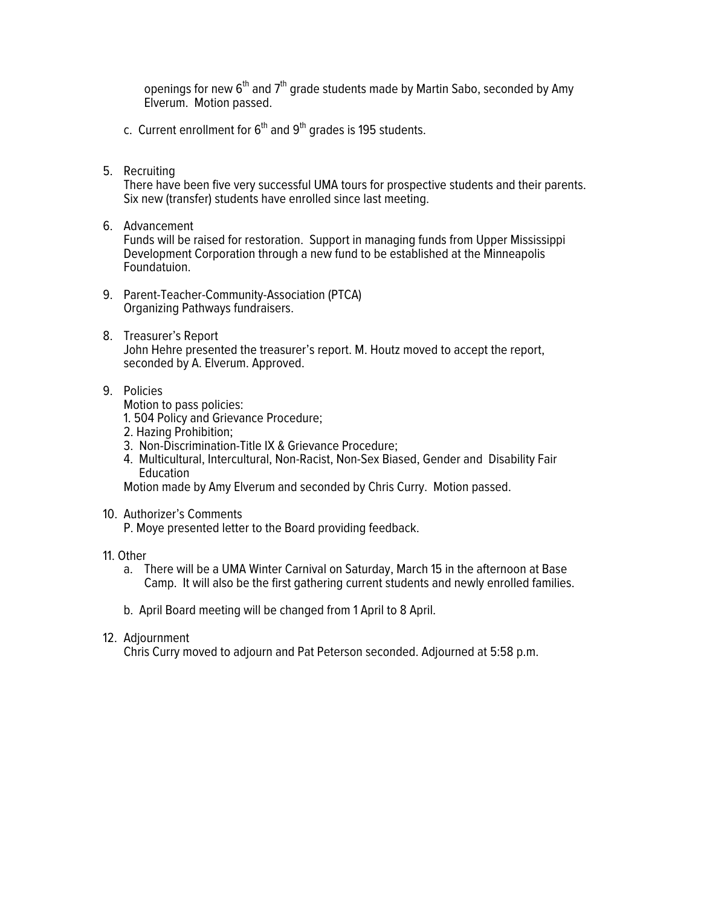openings for new 6th and 7th grade students made by Martin Sabo, seconded by Amy Elverum. Motion passed.

c. Current enrollment for 6th and 9th grades is 195 students.

5. Recruiting
   There have been five very successful UMA tours for prospective students and their parents. Six new (transfer) students have enrolled since last meeting.

6. Advancement
   Funds will be raised for restoration. Support in managing funds from Upper Mississippi Development Corporation through a new fund to be established at the Minneapolis Foundatuion.

9. Parent-Teacher-Community-Association (PTCA)
   Organizing Pathways fundraisers.

8. Treasurer's Report
   John Hehre presented the treasurer's report. M. Houtz moved to accept the report, seconded by A. Elverum. Approved.

9. Policies
   Motion to pass policies:
   1. 504 Policy and Grievance Procedure;
   2. Hazing Prohibition;
   3. Non-Discrimination-Title IX & Grievance Procedure;
   4. Multicultural, Intercultural, Non-Racist, Non-Sex Biased, Gender and Disability Fair Education

   Motion made by Amy Elverum and seconded by Chris Curry. Motion passed.

10. Authorizer's Comments
    P. Moye presented letter to the Board providing feedback.

11. Other
    a. There will be a UMA Winter Carnival on Saturday, March 15 in the afternoon at Base Camp. It will also be the first gathering current students and newly enrolled families.

    b. April Board meeting will be changed from 1 April to 8 April.

12. Adjournment
    Chris Curry moved to adjourn and Pat Peterson seconded. Adjourned at 5:58 p.m.